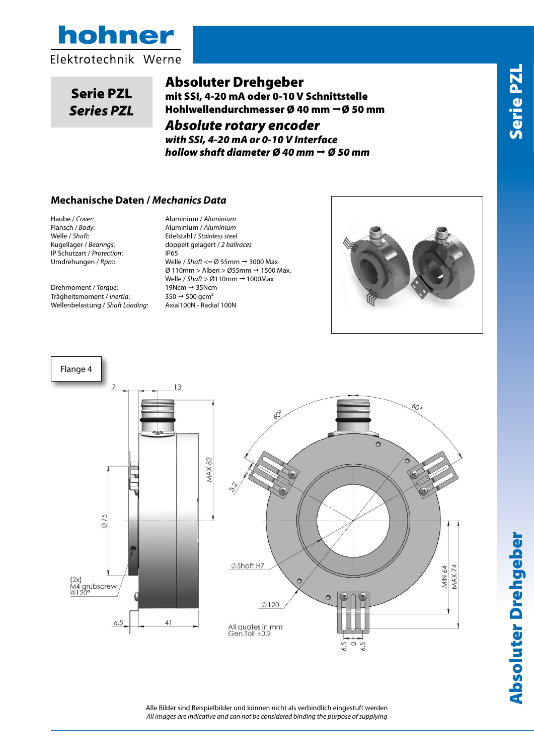hohner

Elektrotechnik Werne

**Serie PZL**
***Series PZL***

# Absoluter Drehgeber

**mit SSI, 4-20 mA oder 0-10 V Schnittstelle**
**Hohlwellendurchmesser Ø 40 mm ➞ Ø 50 mm**

# *Absolute rotary encoder*

***with SSI, 4-20 mA or 0-10 V Interface***
***hollow shaft diameter Ø 40 mm ➞ Ø 50 mm***

## Mechanische Daten / *Mechanics Data*

| | |
|---|---|
| Haube / *Cover*: | Aluminium / *Aluminium* |
| Flansch / *Body*: | Aluminium / *Aluminium* |
| Welle / *Shaft*: | Edelstahl / *Stainless steel* |
| Kugellager / *Bearings*: | doppelt gelagert / *2 ballraces* |
| IP Schutzart / *Protection*: | IP65 |
| Umdrehungen / *Rpm*: | Welle / *Shaft* <= Ø 55mm ➞ 3000 Max<br>Ø 110mm > Alberi > Ø55mm ➞ 1500 Max.<br>Welle / *Shaft* > Ø110mm ➞ 1000Max |
| Drehmoment / *Torque*: | 19Ncm ➞ 35Ncm |
| Trägheitsmoment / *Inertia*: | 350 ➞ 500 gcm$^2$ |
| Wellenbelastung / *Shaft Loading*: | Axial100N - Radial 100N |

Flange 4

7, 13, MAX 82, Ø75, (2x) M4 grubscrew @120°, 6.5, 41, 60°, 60°, 3.2, Ø Shaft H7, Ø120, MIN 64, MAX 74, 6.5, 0, 6.5

All quotes in mm
Gen.Toll ±0,2

Alle Bilder sind Beispielbilder und können nicht als verbindlich eingestuft werden
*All images are indicative and can not be considered binding the purpose of supplying*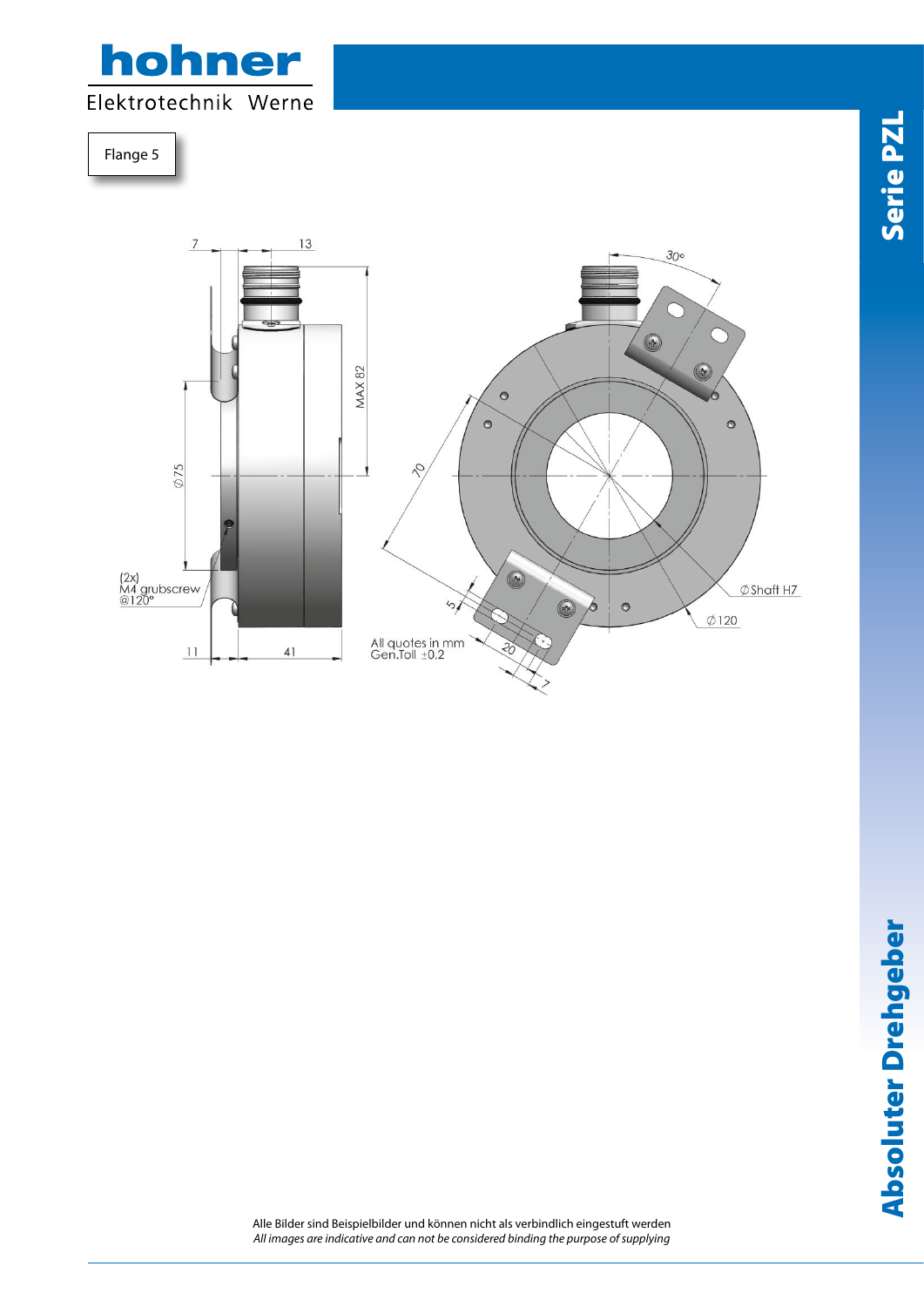Flange 5

(2x)
M4 grubscrew
@120°

All quotes in mm
Gen.Toll ±0,2

Alle Bilder sind Beispielbilder und können nicht als verbindlich eingestuft werden

*All images are indicative and can not be considered binding the purpose of supplying*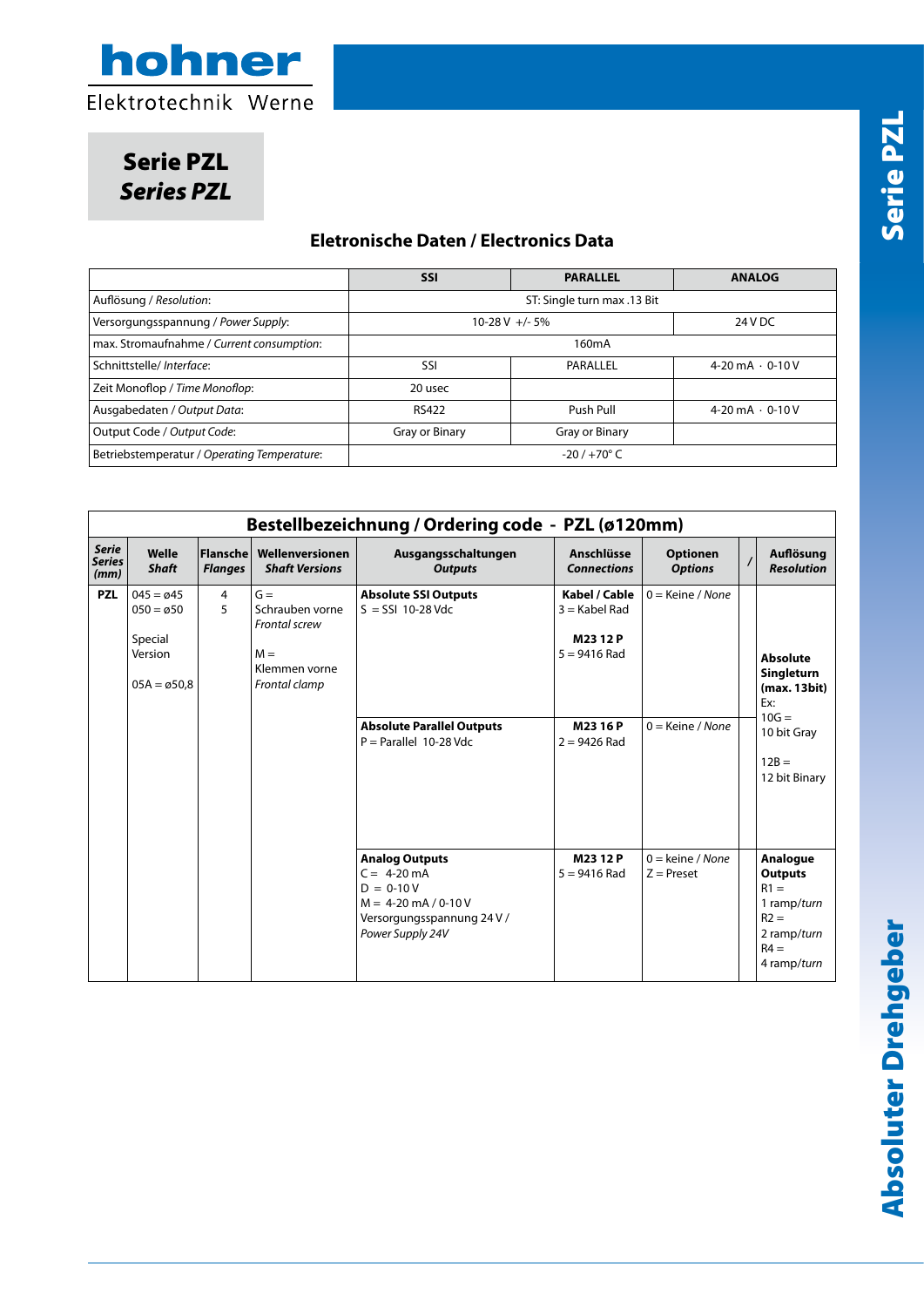# Serie PZL
# *Series PZL*

## Eletronische Daten / Electronics Data

| | SSI | PARALLEL | ANALOG |
|---|---|---|---|
| Auflösung / *Resolution*: | ST: Single turn max .13 Bit | | |
| Versorgungsspannung / *Power Supply*: | 10-28 V +/- 5% | | 24 V DC |
| max. Stromaufnahme / *Current consumption*: | 160mA | | |
| Schnittstelle/ *Interface*: | SSI | PARALLEL | 4-20 mA · 0-10 V |
| Zeit Monoflop / *Time Monoflop*: | 20 usec | | |
| Ausgabedaten / *Output Data*: | RS422 | Push Pull | 4-20 mA · 0-10 V |
| Output Code / *Output Code*: | Gray or Binary | Gray or Binary | |
| Betriebstemperatur / *Operating Temperature*: | -20 / +70° C | | |

## Bestellbezeichnung / Ordering code - PZL (ø120mm)

| *Serie Series (mm)* | Welle *Shaft* | Flansche *Flanges* | Wellenversionen *Shaft Versions* | Ausgangsschaltungen *Outputs* | Anschlüsse *Connections* | Optionen *Options* | / | Auflösung *Resolution* |
|---|---|---|---|---|---|---|---|---|
| **PZL** | 045 = ø45<br>050 = ø50<br><br>Special Version<br><br>05A = ø50,8 | 4<br>5 | G = Schrauben vorne *Frontal screw*<br><br>M = Klemmen vorne *Frontal clamp* | **Absolute SSI Outputs**<br>S = SSI 10-28 Vdc | **Kabel / Cable**<br>3 = Kabel Rad<br><br>**M23 12 P**<br>5 = 9416 Rad | 0 = Keine / *None* | | **Absolute Singleturn (max. 13bit)**<br>Ex:<br>10G = 10 bit Gray<br><br>12B = 12 bit Binary |
| | | | | **Absolute Parallel Outputs**<br>P = Parallel 10-28 Vdc | **M23 16 P**<br>2 = 9426 Rad | 0 = Keine / *None* | | |
| | | | | **Analog Outputs**<br>C = 4-20 mA<br>D = 0-10 V<br>M = 4-20 mA / 0-10 V<br>Versorgungsspannung 24 V / *Power Supply 24V* | **M23 12 P**<br>5 = 9416 Rad | 0 = keine / *None*<br>Z = Preset | | **Analogue Outputs**<br>R1 = 1 ramp/*turn*<br>R2 = 2 ramp/*turn*<br>R4 = 4 ramp/*turn* |

Absoluter Drehgeber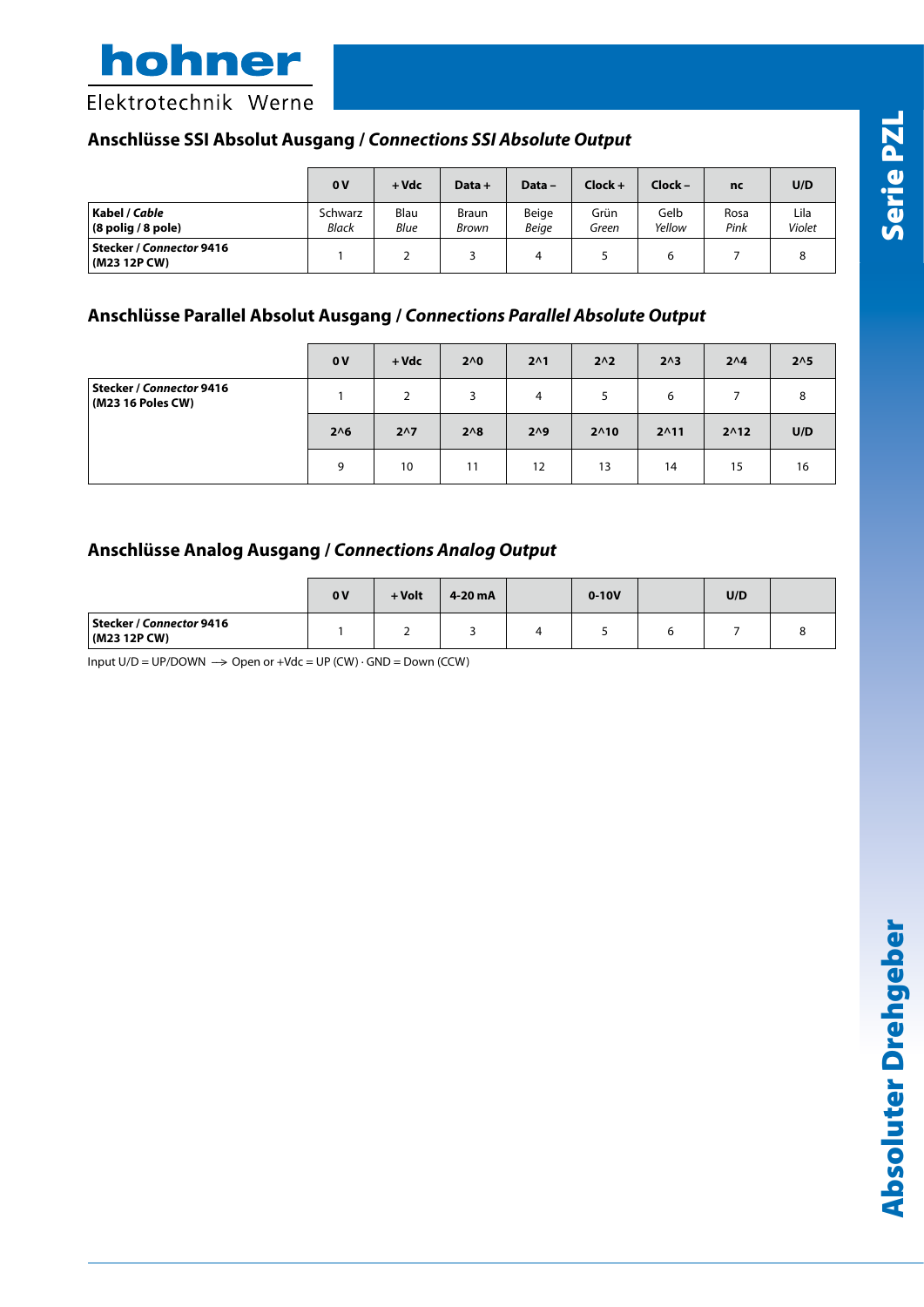## Anschlüsse SSI Absolut Ausgang / *Connections SSI Absolute Output*

| | 0 V | + Vdc | Data + | Data – | Clock + | Clock – | nc | U/D |
|---|---|---|---|---|---|---|---|---|
| **Kabel / *Cable* (8 polig / 8 pole)** | Schwarz *Black* | Blau *Blue* | Braun *Brown* | Beige *Beige* | Grün *Green* | Gelb *Yellow* | Rosa *Pink* | Lila *Violet* |
| **Stecker / *Connector* 9416 (M23 12P CW)** | 1 | 2 | 3 | 4 | 5 | 6 | 7 | 8 |

## Anschlüsse Parallel Absolut Ausgang / *Connections Parallel Absolute Output*

| | 0 V | + Vdc | 2^0 | 2^1 | 2^2 | 2^3 | 2^4 | 2^5 |
|---|---|---|---|---|---|---|---|---|
| **Stecker / *Connector* 9416 (M23 16 Poles CW)** | 1 | 2 | 3 | 4 | 5 | 6 | 7 | 8 |
| | **2^6** | **2^7** | **2^8** | **2^9** | **2^10** | **2^11** | **2^12** | **U/D** |
| | 9 | 10 | 11 | 12 | 13 | 14 | 15 | 16 |

## Anschlüsse Analog Ausgang / *Connections Analog Output*

| | 0 V | + Volt | 4-20 mA | | 0-10V | | U/D | |
|---|---|---|---|---|---|---|---|---|
| **Stecker / *Connector* 9416 (M23 12P CW)** | 1 | 2 | 3 | 4 | 5 | 6 | 7 | 8 |

Input U/D = UP/DOWN —> Open or +Vdc = UP (CW) · GND = Down (CCW)